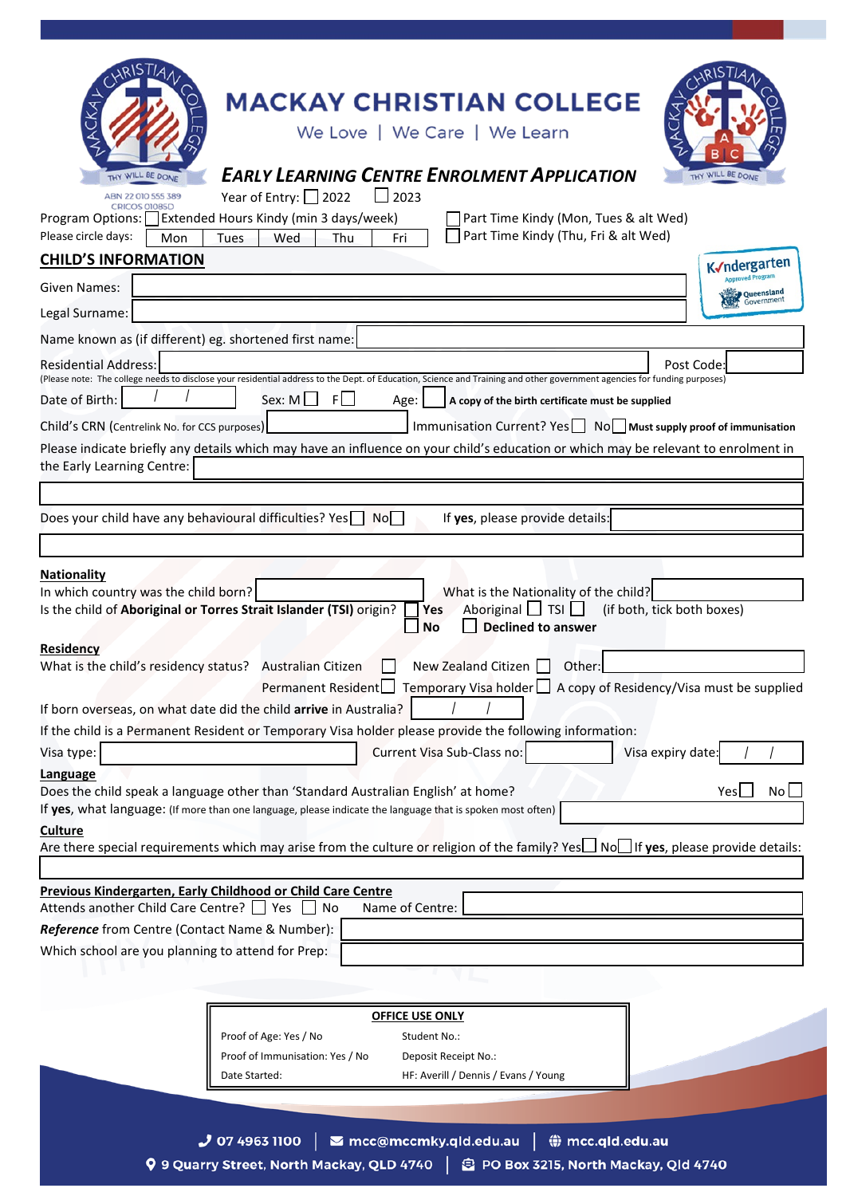# MACKAY CHRISTIAN COLLEGE

We Love | We Care | We Learn

THY WILL BE DONE

ABN 22 010 555 389
CRICOS 01085D

## *EARLY LEARNING CENTRE ENROLMENT APPLICATION*

Year of Entry: ☐ 2022 ☐ 2023

Program Options: ☐ Extended Hours Kindy (min 3 days/week) ☐ Part Time Kindy (Mon, Tues & alt Wed)

Please circle days: Mon | Tues | Wed | Thu | Fri ☐ Part Time Kindy (Thu, Fri & alt Wed)

## CHILD'S INFORMATION

Kindergarten Approved Program – Queensland Government

Given Names:

Legal Surname:

Name known as (if different) eg. shortened first name:

Residential Address: Post Code:

(Please note: The college needs to disclose your residential address to the Dept. of Education, Science and Training and other government agencies for funding purposes)

Date of Birth: / / Sex: M ☐ F ☐ Age: ☐ **A copy of the birth certificate must be supplied**

Child's CRN (Centrelink No. for CCS purposes) Immunisation Current? Yes ☐ No ☐ **Must supply proof of immunisation**

Please indicate briefly any details which may have an influence on your child's education or which may be relevant to enrolment in the Early Learning Centre:

Does your child have any behavioural difficulties? Yes ☐ No ☐ If **yes**, please provide details:

**Nationality**

In which country was the child born? What is the Nationality of the child?

Is the child of **Aboriginal or Torres Strait Islander (TSI)** origin? ☐ **Yes** Aboriginal ☐ TSI ☐ (if both, tick both boxes)

☐ **No** ☐ **Declined to answer**

**Residency**

What is the child's residency status? Australian Citizen ☐ New Zealand Citizen ☐ Other:

Permanent Resident ☐ Temporary Visa holder ☐ A copy of Residency/Visa must be supplied

If born overseas, on what date did the child **arrive** in Australia? / /

If the child is a Permanent Resident or Temporary Visa holder please provide the following information:

Visa type: Current Visa Sub-Class no: Visa expiry date: / /

**Language**

Does the child speak a language other than 'Standard Australian English' at home? Yes ☐ No ☐

If **yes**, what language: (If more than one language, please indicate the language that is spoken most often)

**Culture**

Are there special requirements which may arise from the culture or religion of the family? Yes ☐ No ☐ If **yes**, please provide details:

**Previous Kindergarten, Early Childhood or Child Care Centre**

Attends another Child Care Centre? ☐ Yes ☐ No Name of Centre:

***Reference*** from Centre (Contact Name & Number):

Which school are you planning to attend for Prep:

| OFFICE USE ONLY | |
|---|---|
| Proof of Age: Yes / No | Student No.: |
| Proof of Immunisation: Yes / No | Deposit Receipt No.: |
| Date Started: | HF: Averill / Dennis / Evans / Young |

07 4963 1100 | mcc@mccmky.qld.edu.au | mcc.qld.edu.au

9 Quarry Street, North Mackay, QLD 4740 | PO Box 3215, North Mackay, Qld 4740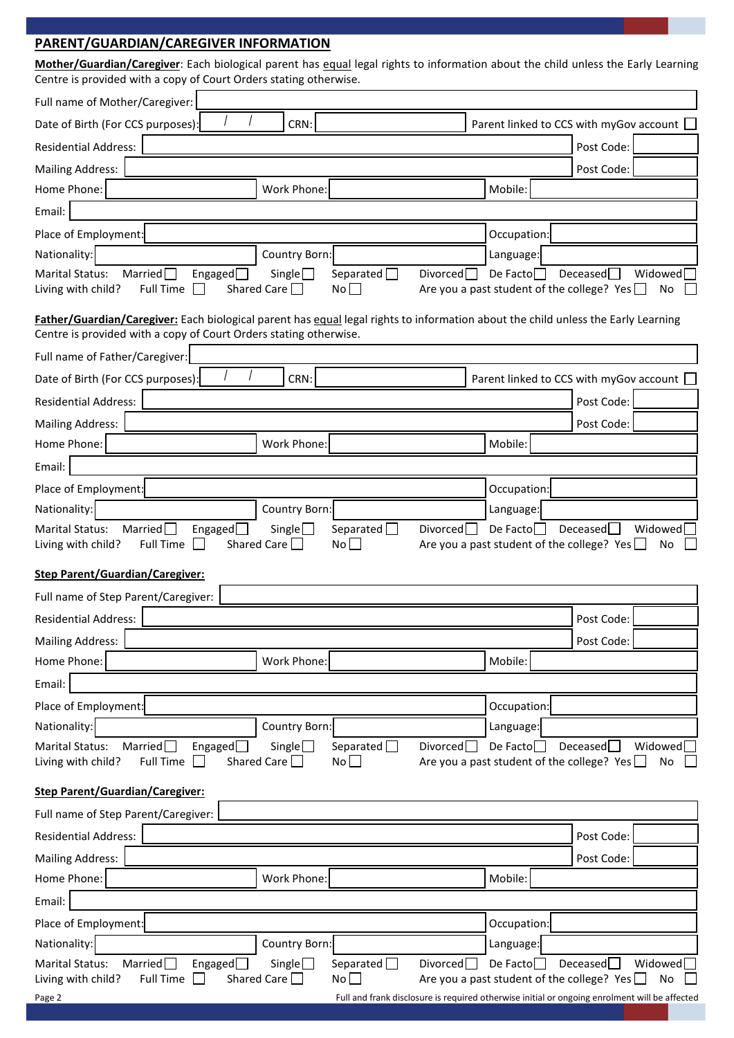## PARENT/GUARDIAN/CAREGIVER INFORMATION

**Mother/Guardian/Caregiver**: Each biological parent has equal legal rights to information about the child unless the Early Learning Centre is provided with a copy of Court Orders stating otherwise.

Full name of Mother/Caregiver:

Date of Birth (For CCS purposes): / / CRN: Parent linked to CCS with myGov account ☐

Residential Address: Post Code:

Mailing Address: Post Code:

Home Phone: Work Phone: Mobile:

Email:

Place of Employment: Occupation:

Nationality: Country Born: Language:

Marital Status: Married ☐ Engaged ☐ Single ☐ Separated ☐ Divorced ☐ De Facto ☐ Deceased ☐ Widowed ☐

Living with child? Full Time ☐ Shared Care ☐ No ☐ Are you a past student of the college? Yes ☐ No ☐

**Father/Guardian/Caregiver:** Each biological parent has equal legal rights to information about the child unless the Early Learning Centre is provided with a copy of Court Orders stating otherwise.

Full name of Father/Caregiver:

Date of Birth (For CCS purposes): / / CRN: Parent linked to CCS with myGov account ☐

Residential Address: Post Code:

Mailing Address: Post Code:

Home Phone: Work Phone: Mobile:

Email:

Place of Employment: Occupation:

Nationality: Country Born: Language:

Marital Status: Married ☐ Engaged ☐ Single ☐ Separated ☐ Divorced ☐ De Facto ☐ Deceased ☐ Widowed ☐

Living with child? Full Time ☐ Shared Care ☐ No ☐ Are you a past student of the college? Yes ☐ No ☐

**Step Parent/Guardian/Caregiver:**

Full name of Step Parent/Caregiver:

Residential Address: Post Code:

Mailing Address: Post Code:

Home Phone: Work Phone: Mobile:

Email:

Place of Employment: Occupation:

Nationality: Country Born: Language:

Marital Status: Married ☐ Engaged ☐ Single ☐ Separated ☐ Divorced ☐ De Facto ☐ Deceased ☐ Widowed ☐

Living with child? Full Time ☐ Shared Care ☐ No ☐ Are you a past student of the college? Yes ☐ No ☐

**Step Parent/Guardian/Caregiver:**

Full name of Step Parent/Caregiver:

Residential Address: Post Code:

Mailing Address: Post Code:

Home Phone: Work Phone: Mobile:

Email:

Place of Employment: Occupation:

Nationality: Country Born: Language:

Marital Status: Married ☐ Engaged ☐ Single ☐ Separated ☐ Divorced ☐ De Facto ☐ Deceased ☐ Widowed ☐

Living with child? Full Time ☐ Shared Care ☐ No ☐ Are you a past student of the college? Yes ☐ No ☐

Full and frank disclosure is required otherwise initial or ongoing enrolment will be affected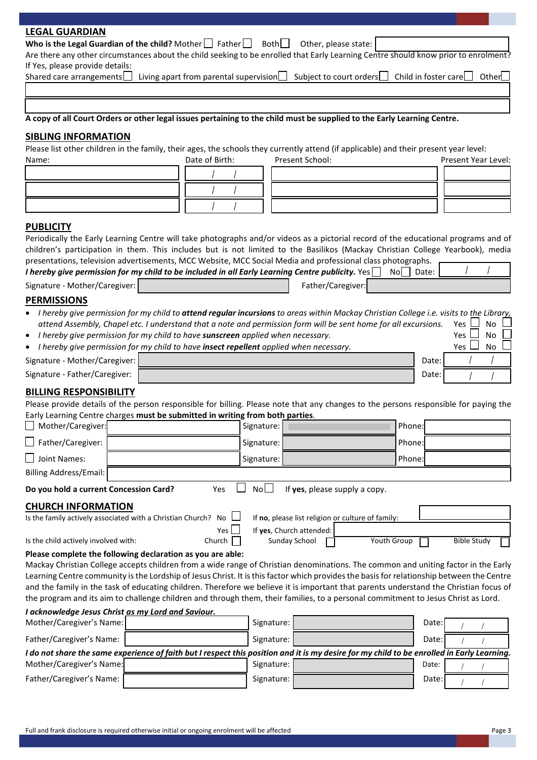## LEGAL GUARDIAN

**Who is the Legal Guardian of the child?** Mother ☐ Father ☐ Both ☐ Other, please state: ______

Are there any other circumstances about the child seeking to be enrolled that Early Learning Centre should know prior to enrolment? If Yes, please provide details:

Shared care arrangements ☐ Living apart from parental supervision ☐ Subject to court orders ☐ Child in foster care ☐ Other ☐

**A copy of all Court Orders or other legal issues pertaining to the child must be supplied to the Early Learning Centre.**

## SIBLING INFORMATION

Please list other children in the family, their ages, the schools they currently attend (if applicable) and their present year level:

| Name: | Date of Birth: | Present School: | Present Year Level: |
|---|---|---|---|
| | / / | | |
| | / / | | |
| | / / | | |

## PUBLICITY

Periodically the Early Learning Centre will take photographs and/or videos as a pictorial record of the educational programs and of children's participation in them. This includes but is not limited to the Basilikos (Mackay Christian College Yearbook), media presentations, television advertisements, MCC Website, MCC Social Media and professional class photographs.

***I hereby give permission for my child to be included in all Early Learning Centre publicity.*** Yes ☐ No ☐ Date: / /

Signature - Mother/Caregiver: ______ Father/Caregiver: ______

## PERMISSIONS

- *I hereby give permission for my child to* ***attend regular incursions*** *to areas within Mackay Christian College i.e. visits to the Library, attend Assembly, Chapel etc. I understand that a note and permission form will be sent home for all excursions.* Yes ☐ No ☐
- *I hereby give permission for my child to have* ***sunscreen*** *applied when necessary.* Yes ☐ No ☐
- *I hereby give permission for my child to have* ***insect repellent*** *applied when necessary.* Yes ☐ No ☐

Signature - Mother/Caregiver: ______ Date: / /

Signature - Father/Caregiver: ______ Date: / /

## BILLING RESPONSIBILITY

Please provide details of the person responsible for billing. Please note that any changes to the persons responsible for paying the Early Learning Centre charges **must be submitted in writing from both parties**.

| | | | |
|---|---|---|---|
| ☐ Mother/Caregiver: | | Signature: | Phone: |
| ☐ Father/Caregiver: | | Signature: | Phone: |
| ☐ Joint Names: | | Signature: | Phone: |

Billing Address/Email: ______

**Do you hold a current Concession Card?** Yes ☐ No ☐ If **yes**, please supply a copy.

## CHURCH INFORMATION

Is the family actively associated with a Christian Church? No ☐ If **no**, please list religion or culture of family: ______

Yes ☐ If **yes**, Church attended: ______

Is the child actively involved with: Church ☐ Sunday School ☐ Youth Group ☐ Bible Study ☐

**Please complete the following declaration as you are able:**

Mackay Christian College accepts children from a wide range of Christian denominations. The common and uniting factor in the Early Learning Centre community is the Lordship of Jesus Christ. It is this factor which provides the basis for relationship between the Centre and the family in the task of educating children. Therefore we believe it is important that parents understand the Christian focus of the program and its aim to challenge children and through them, their families, to a personal commitment to Jesus Christ as Lord.

***I acknowledge Jesus Christ as my Lord and Saviour.***

Mother/Caregiver's Name: ______ Signature: ______ Date: / /

Father/Caregiver's Name: ______ Signature: ______ Date: / /

***I do not share the same experience of faith but I respect this position and it is my desire for my child to be enrolled in Early Learning.***

Mother/Caregiver's Name: ______ Signature: ______ Date: / /

Father/Caregiver's Name: ______ Signature: ______ Date: / /

Full and frank disclosure is required otherwise initial or ongoing enrolment will be affected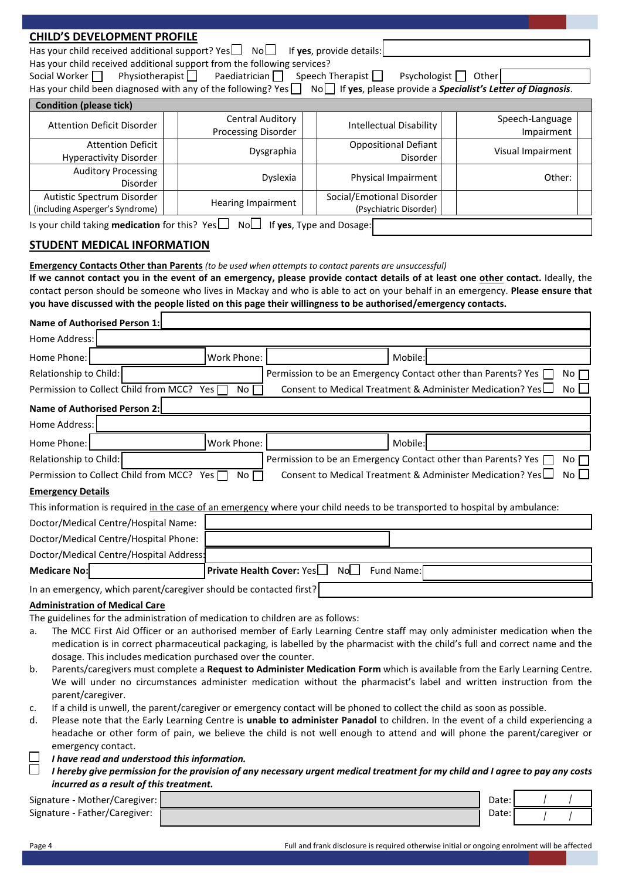## CHILD'S DEVELOPMENT PROFILE

Has your child received additional support? Yes ☐ No ☐ If **yes**, provide details: ____________

Has your child received additional support from the following services?

Social Worker ☐ Physiotherapist ☐ Paediatrician ☐ Speech Therapist ☐ Psychologist ☐ Other ____________

Has your child been diagnosed with any of the following? Yes ☐ No ☐ If **yes**, please provide a ***Specialist's Letter of Diagnosis***.

| Condition (please tick) | | | | | | | |
|---|---|---|---|---|---|---|---|
| Attention Deficit Disorder | | Central Auditory Processing Disorder | | Intellectual Disability | | Speech-Language Impairment | |
| Attention Deficit Hyperactivity Disorder | | Dysgraphia | | Oppositional Defiant Disorder | | Visual Impairment | |
| Auditory Processing Disorder | | Dyslexia | | Physical Impairment | | Other: | |
| Autistic Spectrum Disorder (including Asperger's Syndrome) | | Hearing Impairment | | Social/Emotional Disorder (Psychiatric Disorder) | | | |

Is your child taking **medication** for this? Yes ☐ No ☐ If **yes**, Type and Dosage: ____________

## STUDENT MEDICAL INFORMATION

**Emergency Contacts Other than Parents** *(to be used when attempts to contact parents are unsuccessful)*

**If we cannot contact you in the event of an emergency, please provide contact details of at least one other contact.** Ideally, the contact person should be someone who lives in Mackay and who is able to act on your behalf in an emergency. **Please ensure that you have discussed with the people listed on this page their willingness to be authorised/emergency contacts.**

**Name of Authorised Person 1:** ____________

Home Address: ____________

Home Phone: ____________ Work Phone: ____________ Mobile: ____________

Relationship to Child: ____________ Permission to be an Emergency Contact other than Parents? Yes ☐ No ☐

Permission to Collect Child from MCC? Yes ☐ No ☐ Consent to Medical Treatment & Administer Medication? Yes ☐ No ☐

**Name of Authorised Person 2:** ____________

Home Address: ____________

Home Phone: ____________ Work Phone: ____________ Mobile: ____________

Relationship to Child: ____________ Permission to be an Emergency Contact other than Parents? Yes ☐ No ☐

Permission to Collect Child from MCC? Yes ☐ No ☐ Consent to Medical Treatment & Administer Medication? Yes ☐ No ☐

**Emergency Details**

This information is required in the case of an emergency where your child needs to be transported to hospital by ambulance:

Doctor/Medical Centre/Hospital Name: ____________

Doctor/Medical Centre/Hospital Phone: ____________

Doctor/Medical Centre/Hospital Address: ____________

**Medicare No:** ____________ **Private Health Cover:** Yes ☐ No ☐ Fund Name: ____________

In an emergency, which parent/caregiver should be contacted first? ____________

**Administration of Medical Care**

The guidelines for the administration of medication to children are as follows:

a. The MCC First Aid Officer or an authorised member of Early Learning Centre staff may only administer medication when the medication is in correct pharmaceutical packaging, is labelled by the pharmacist with the child's full and correct name and the dosage. This includes medication purchased over the counter.
b. Parents/caregivers must complete a **Request to Administer Medication Form** which is available from the Early Learning Centre. We will under no circumstances administer medication without the pharmacist's label and written instruction from the parent/caregiver.
c. If a child is unwell, the parent/caregiver or emergency contact will be phoned to collect the child as soon as possible.
d. Please note that the Early Learning Centre is **unable to administer Panadol** to children. In the event of a child experiencing a headache or other form of pain, we believe the child is not well enough to attend and will phone the parent/caregiver or emergency contact.

☐ ***I have read and understood this information.***

☐ ***I hereby give permission for the provision of any necessary urgent medical treatment for my child and I agree to pay any costs incurred as a result of this treatment.***

Signature - Mother/Caregiver: ____________ Date: / /

Signature - Father/Caregiver: ____________ Date: / /

Full and frank disclosure is required otherwise initial or ongoing enrolment will be affected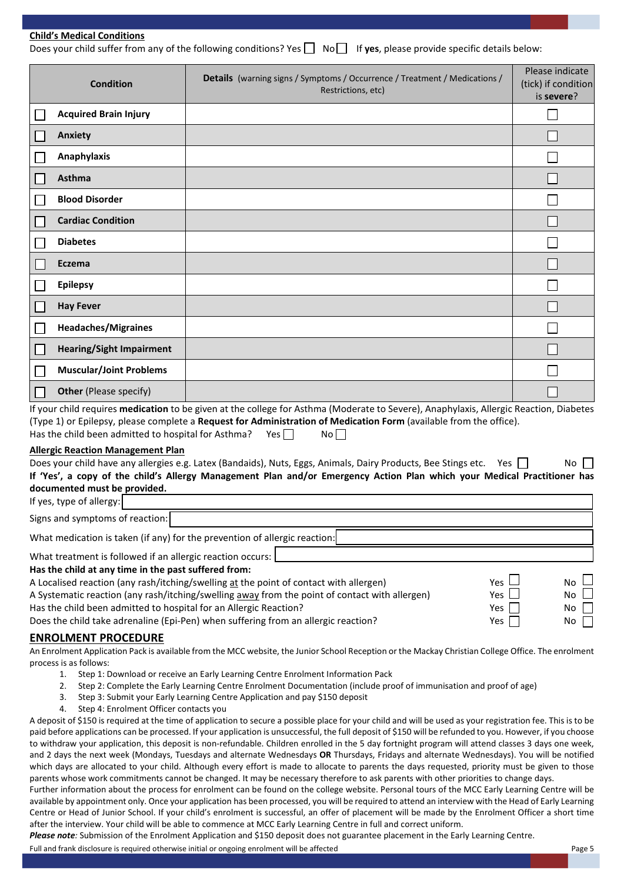**Child's Medical Conditions**

Does your child suffer from any of the following conditions? Yes ☐ No ☐ If **yes**, please provide specific details below:

| Condition | Details (warning signs / Symptoms / Occurrence / Treatment / Medications / Restrictions, etc) | Please indicate (tick) if condition is **severe**? |
|---|---|---|
| ☐ **Acquired Brain Injury** | | ☐ |
| ☐ **Anxiety** | | ☐ |
| ☐ **Anaphylaxis** | | ☐ |
| ☐ **Asthma** | | ☐ |
| ☐ **Blood Disorder** | | ☐ |
| ☐ **Cardiac Condition** | | ☐ |
| ☐ **Diabetes** | | ☐ |
| ☐ **Eczema** | | ☐ |
| ☐ **Epilepsy** | | ☐ |
| ☐ **Hay Fever** | | ☐ |
| ☐ **Headaches/Migraines** | | ☐ |
| ☐ **Hearing/Sight Impairment** | | ☐ |
| ☐ **Muscular/Joint Problems** | | ☐ |
| ☐ **Other** (Please specify) | | ☐ |

If your child requires **medication** to be given at the college for Asthma (Moderate to Severe), Anaphylaxis, Allergic Reaction, Diabetes (Type 1) or Epilepsy, please complete a **Request for Administration of Medication Form** (available from the office).

Has the child been admitted to hospital for Asthma? Yes ☐ No ☐

**Allergic Reaction Management Plan**

Does your child have any allergies e.g. Latex (Bandaids), Nuts, Eggs, Animals, Dairy Products, Bee Stings etc. Yes ☐ No ☐

**If 'Yes', a copy of the child's Allergy Management Plan and/or Emergency Action Plan which your Medical Practitioner has documented must be provided.**

If yes, type of allergy: ____________________

Signs and symptoms of reaction: ____________________

What medication is taken (if any) for the prevention of allergic reaction: ____________________

What treatment is followed if an allergic reaction occurs: ____________________

**Has the child at any time in the past suffered from:**

A Localised reaction (any rash/itching/swelling at the point of contact with allergen) Yes ☐ No ☐

A Systematic reaction (any rash/itching/swelling away from the point of contact with allergen) Yes ☐ No ☐

Has the child been admitted to hospital for an Allergic Reaction? Yes ☐ No ☐

Does the child take adrenaline (Epi-Pen) when suffering from an allergic reaction? Yes ☐ No ☐

## ENROLMENT PROCEDURE

An Enrolment Application Pack is available from the MCC website, the Junior School Reception or the Mackay Christian College Office. The enrolment process is as follows:

1. Step 1: Download or receive an Early Learning Centre Enrolment Information Pack
2. Step 2: Complete the Early Learning Centre Enrolment Documentation (include proof of immunisation and proof of age)
3. Step 3: Submit your Early Learning Centre Application and pay $150 deposit
4. Step 4: Enrolment Officer contacts you

A deposit of $150 is required at the time of application to secure a possible place for your child and will be used as your registration fee. This is to be paid before applications can be processed. If your application is unsuccessful, the full deposit of $150 will be refunded to you. However, if you choose to withdraw your application, this deposit is non-refundable. Children enrolled in the 5 day fortnight program will attend classes 3 days one week, and 2 days the next week (Mondays, Tuesdays and alternate Wednesdays **OR** Thursdays, Fridays and alternate Wednesdays). You will be notified which days are allocated to your child. Although every effort is made to allocate to parents the days requested, priority must be given to those parents whose work commitments cannot be changed. It may be necessary therefore to ask parents with other priorities to change days.

Further information about the process for enrolment can be found on the college website. Personal tours of the MCC Early Learning Centre will be available by appointment only. Once your application has been processed, you will be required to attend an interview with the Head of Early Learning Centre or Head of Junior School. If your child's enrolment is successful, an offer of placement will be made by the Enrolment Officer a short time after the interview. Your child will be able to commence at MCC Early Learning Centre in full and correct uniform.

***Please note:*** *Submission of the Enrolment Application and $150 deposit does not guarantee placement in the Early Learning Centre.*

Full and frank disclosure is required otherwise initial or ongoing enrolment will be affected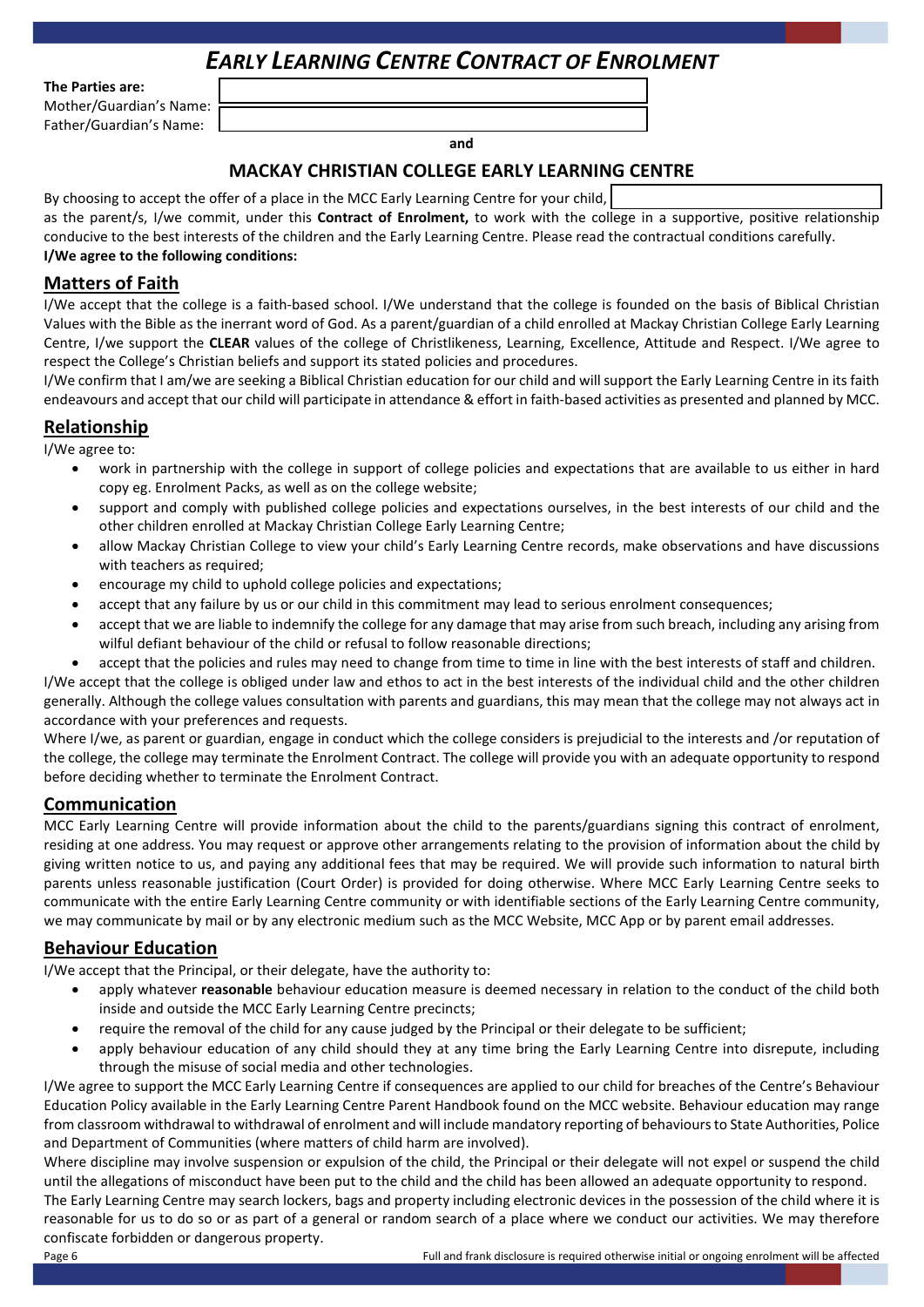# *EARLY LEARNING CENTRE CONTRACT OF ENROLMENT*

**The Parties are:**

Mother/Guardian's Name:

Father/Guardian's Name:

**and**

## MACKAY CHRISTIAN COLLEGE EARLY LEARNING CENTRE

By choosing to accept the offer of a place in the MCC Early Learning Centre for your child,

as the parent/s, I/we commit, under this **Contract of Enrolment,** to work with the college in a supportive, positive relationship conducive to the best interests of the children and the Early Learning Centre. Please read the contractual conditions carefully.

**I/We agree to the following conditions:**

## Matters of Faith

I/We accept that the college is a faith-based school. I/We understand that the college is founded on the basis of Biblical Christian Values with the Bible as the inerrant word of God. As a parent/guardian of a child enrolled at Mackay Christian College Early Learning Centre, I/we support the **CLEAR** values of the college of Christlikeness, Learning, Excellence, Attitude and Respect. I/We agree to respect the College's Christian beliefs and support its stated policies and procedures.

I/We confirm that I am/we are seeking a Biblical Christian education for our child and will support the Early Learning Centre in its faith endeavours and accept that our child will participate in attendance & effort in faith-based activities as presented and planned by MCC.

## Relationship

I/We agree to:

- work in partnership with the college in support of college policies and expectations that are available to us either in hard copy eg. Enrolment Packs, as well as on the college website;
- support and comply with published college policies and expectations ourselves, in the best interests of our child and the other children enrolled at Mackay Christian College Early Learning Centre;
- allow Mackay Christian College to view your child's Early Learning Centre records, make observations and have discussions with teachers as required;
- encourage my child to uphold college policies and expectations;
- accept that any failure by us or our child in this commitment may lead to serious enrolment consequences;
- accept that we are liable to indemnify the college for any damage that may arise from such breach, including any arising from wilful defiant behaviour of the child or refusal to follow reasonable directions;
- accept that the policies and rules may need to change from time to time in line with the best interests of staff and children.

I/We accept that the college is obliged under law and ethos to act in the best interests of the individual child and the other children generally. Although the college values consultation with parents and guardians, this may mean that the college may not always act in accordance with your preferences and requests.

Where I/we, as parent or guardian, engage in conduct which the college considers is prejudicial to the interests and /or reputation of the college, the college may terminate the Enrolment Contract. The college will provide you with an adequate opportunity to respond before deciding whether to terminate the Enrolment Contract.

## Communication

MCC Early Learning Centre will provide information about the child to the parents/guardians signing this contract of enrolment, residing at one address. You may request or approve other arrangements relating to the provision of information about the child by giving written notice to us, and paying any additional fees that may be required. We will provide such information to natural birth parents unless reasonable justification (Court Order) is provided for doing otherwise. Where MCC Early Learning Centre seeks to communicate with the entire Early Learning Centre community or with identifiable sections of the Early Learning Centre community, we may communicate by mail or by any electronic medium such as the MCC Website, MCC App or by parent email addresses.

## Behaviour Education

I/We accept that the Principal, or their delegate, have the authority to:

- apply whatever **reasonable** behaviour education measure is deemed necessary in relation to the conduct of the child both inside and outside the MCC Early Learning Centre precincts;
- require the removal of the child for any cause judged by the Principal or their delegate to be sufficient;
- apply behaviour education of any child should they at any time bring the Early Learning Centre into disrepute, including through the misuse of social media and other technologies.

I/We agree to support the MCC Early Learning Centre if consequences are applied to our child for breaches of the Centre's Behaviour Education Policy available in the Early Learning Centre Parent Handbook found on the MCC website. Behaviour education may range from classroom withdrawal to withdrawal of enrolment and will include mandatory reporting of behaviours to State Authorities, Police and Department of Communities (where matters of child harm are involved).

Where discipline may involve suspension or expulsion of the child, the Principal or their delegate will not expel or suspend the child until the allegations of misconduct have been put to the child and the child has been allowed an adequate opportunity to respond.

The Early Learning Centre may search lockers, bags and property including electronic devices in the possession of the child where it is reasonable for us to do so or as part of a general or random search of a place where we conduct our activities. We may therefore confiscate forbidden or dangerous property.

Full and frank disclosure is required otherwise initial or ongoing enrolment will be affected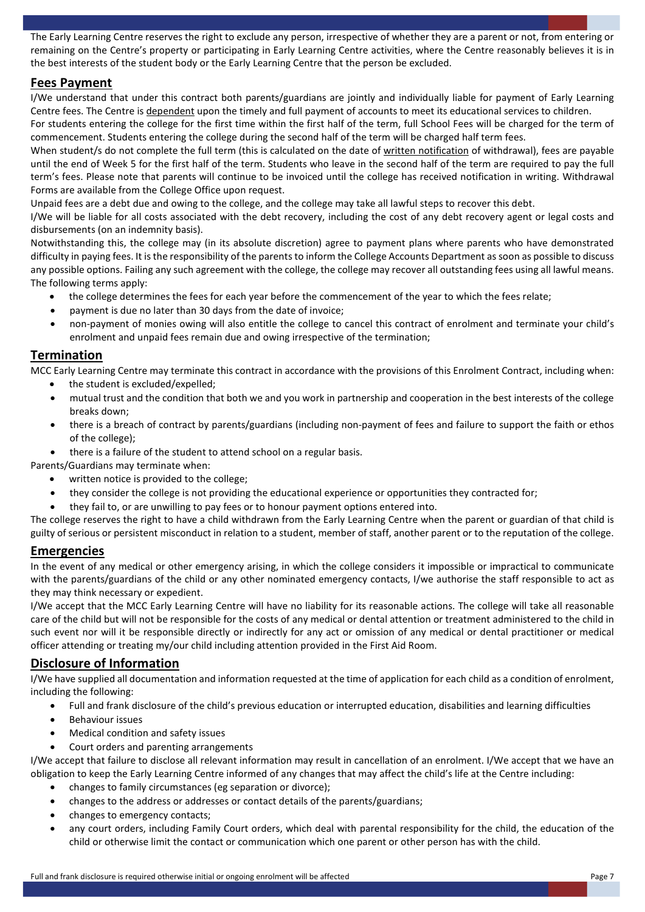The Early Learning Centre reserves the right to exclude any person, irrespective of whether they are a parent or not, from entering or remaining on the Centre's property or participating in Early Learning Centre activities, where the Centre reasonably believes it is in the best interests of the student body or the Early Learning Centre that the person be excluded.

## Fees Payment

I/We understand that under this contract both parents/guardians are jointly and individually liable for payment of Early Learning Centre fees. The Centre is dependent upon the timely and full payment of accounts to meet its educational services to children.

For students entering the college for the first time within the first half of the term, full School Fees will be charged for the term of commencement. Students entering the college during the second half of the term will be charged half term fees.

When student/s do not complete the full term (this is calculated on the date of written notification of withdrawal), fees are payable until the end of Week 5 for the first half of the term. Students who leave in the second half of the term are required to pay the full term's fees. Please note that parents will continue to be invoiced until the college has received notification in writing. Withdrawal Forms are available from the College Office upon request.

Unpaid fees are a debt due and owing to the college, and the college may take all lawful steps to recover this debt.

I/We will be liable for all costs associated with the debt recovery, including the cost of any debt recovery agent or legal costs and disbursements (on an indemnity basis).

Notwithstanding this, the college may (in its absolute discretion) agree to payment plans where parents who have demonstrated difficulty in paying fees. It is the responsibility of the parents to inform the College Accounts Department as soon as possible to discuss any possible options. Failing any such agreement with the college, the college may recover all outstanding fees using all lawful means.

The following terms apply:

- the college determines the fees for each year before the commencement of the year to which the fees relate;
- payment is due no later than 30 days from the date of invoice;
- non-payment of monies owing will also entitle the college to cancel this contract of enrolment and terminate your child's enrolment and unpaid fees remain due and owing irrespective of the termination;

## Termination

MCC Early Learning Centre may terminate this contract in accordance with the provisions of this Enrolment Contract, including when:

- the student is excluded/expelled;
- mutual trust and the condition that both we and you work in partnership and cooperation in the best interests of the college breaks down;
- there is a breach of contract by parents/guardians (including non-payment of fees and failure to support the faith or ethos of the college);
- there is a failure of the student to attend school on a regular basis.

Parents/Guardians may terminate when:

- written notice is provided to the college;
- they consider the college is not providing the educational experience or opportunities they contracted for;
- they fail to, or are unwilling to pay fees or to honour payment options entered into.

The college reserves the right to have a child withdrawn from the Early Learning Centre when the parent or guardian of that child is guilty of serious or persistent misconduct in relation to a student, member of staff, another parent or to the reputation of the college.

## Emergencies

In the event of any medical or other emergency arising, in which the college considers it impossible or impractical to communicate with the parents/guardians of the child or any other nominated emergency contacts, I/we authorise the staff responsible to act as they may think necessary or expedient.

I/We accept that the MCC Early Learning Centre will have no liability for its reasonable actions. The college will take all reasonable care of the child but will not be responsible for the costs of any medical or dental attention or treatment administered to the child in such event nor will it be responsible directly or indirectly for any act or omission of any medical or dental practitioner or medical officer attending or treating my/our child including attention provided in the First Aid Room.

## Disclosure of Information

I/We have supplied all documentation and information requested at the time of application for each child as a condition of enrolment, including the following:

- Full and frank disclosure of the child's previous education or interrupted education, disabilities and learning difficulties
- Behaviour issues
- Medical condition and safety issues
- Court orders and parenting arrangements

I/We accept that failure to disclose all relevant information may result in cancellation of an enrolment. I/We accept that we have an obligation to keep the Early Learning Centre informed of any changes that may affect the child's life at the Centre including:

- changes to family circumstances (eg separation or divorce);
- changes to the address or addresses or contact details of the parents/guardians;
- changes to emergency contacts;
- any court orders, including Family Court orders, which deal with parental responsibility for the child, the education of the child or otherwise limit the contact or communication which one parent or other person has with the child.

Full and frank disclosure is required otherwise initial or ongoing enrolment will be affected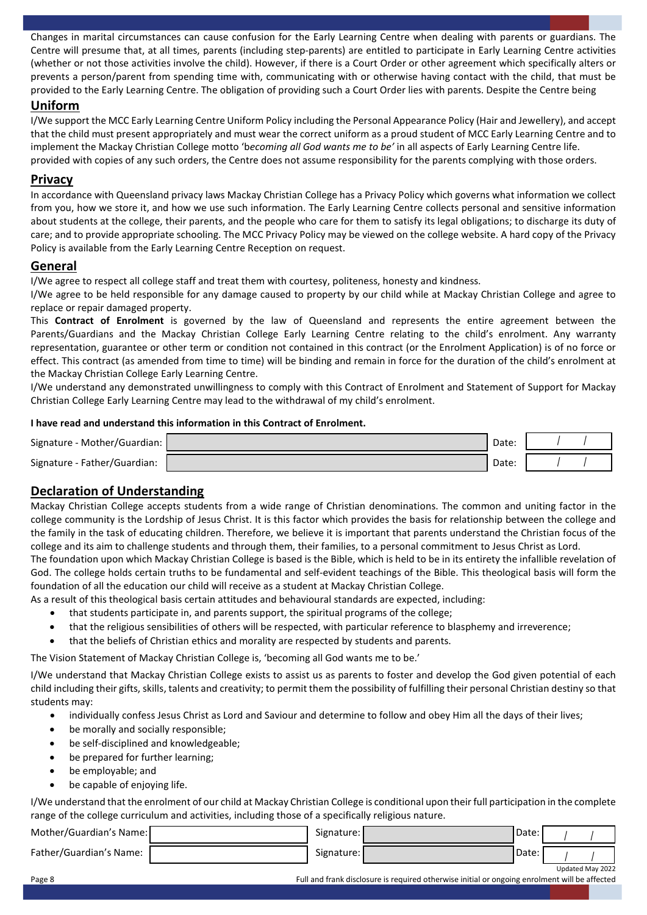Changes in marital circumstances can cause confusion for the Early Learning Centre when dealing with parents or guardians. The Centre will presume that, at all times, parents (including step-parents) are entitled to participate in Early Learning Centre activities (whether or not those activities involve the child). However, if there is a Court Order or other agreement which specifically alters or prevents a person/parent from spending time with, communicating with or otherwise having contact with the child, that must be provided to the Early Learning Centre. The obligation of providing such a Court Order lies with parents. Despite the Centre being

## Uniform

I/We support the MCC Early Learning Centre Uniform Policy including the Personal Appearance Policy (Hair and Jewellery), and accept that the child must present appropriately and must wear the correct uniform as a proud student of MCC Early Learning Centre and to implement the Mackay Christian College motto '*becoming all God wants me to be'* in all aspects of Early Learning Centre life.
provided with copies of any such orders, the Centre does not assume responsibility for the parents complying with those orders.

## Privacy

In accordance with Queensland privacy laws Mackay Christian College has a Privacy Policy which governs what information we collect from you, how we store it, and how we use such information. The Early Learning Centre collects personal and sensitive information about students at the college, their parents, and the people who care for them to satisfy its legal obligations; to discharge its duty of care; and to provide appropriate schooling. The MCC Privacy Policy may be viewed on the college website. A hard copy of the Privacy Policy is available from the Early Learning Centre Reception on request.

## General

I/We agree to respect all college staff and treat them with courtesy, politeness, honesty and kindness.

I/We agree to be held responsible for any damage caused to property by our child while at Mackay Christian College and agree to replace or repair damaged property.

This **Contract of Enrolment** is governed by the law of Queensland and represents the entire agreement between the Parents/Guardians and the Mackay Christian College Early Learning Centre relating to the child's enrolment. Any warranty representation, guarantee or other term or condition not contained in this contract (or the Enrolment Application) is of no force or effect. This contract (as amended from time to time) will be binding and remain in force for the duration of the child's enrolment at the Mackay Christian College Early Learning Centre.

I/We understand any demonstrated unwillingness to comply with this Contract of Enrolment and Statement of Support for Mackay Christian College Early Learning Centre may lead to the withdrawal of my child's enrolment.

**I have read and understand this information in this Contract of Enrolment.**

| | | | |
|---|---|---|---|
| Signature - Mother/Guardian: | | Date: | / / |
| Signature - Father/Guardian: | | Date: | / / |

## Declaration of Understanding

Mackay Christian College accepts students from a wide range of Christian denominations. The common and uniting factor in the college community is the Lordship of Jesus Christ. It is this factor which provides the basis for relationship between the college and the family in the task of educating children. Therefore, we believe it is important that parents understand the Christian focus of the college and its aim to challenge students and through them, their families, to a personal commitment to Jesus Christ as Lord.

The foundation upon which Mackay Christian College is based is the Bible, which is held to be in its entirety the infallible revelation of God. The college holds certain truths to be fundamental and self-evident teachings of the Bible. This theological basis will form the foundation of all the education our child will receive as a student at Mackay Christian College.

As a result of this theological basis certain attitudes and behavioural standards are expected, including:

- that students participate in, and parents support, the spiritual programs of the college;
- that the religious sensibilities of others will be respected, with particular reference to blasphemy and irreverence;
- that the beliefs of Christian ethics and morality are respected by students and parents.

The Vision Statement of Mackay Christian College is, 'becoming all God wants me to be.'

I/We understand that Mackay Christian College exists to assist us as parents to foster and develop the God given potential of each child including their gifts, skills, talents and creativity; to permit them the possibility of fulfilling their personal Christian destiny so that students may:

- individually confess Jesus Christ as Lord and Saviour and determine to follow and obey Him all the days of their lives;
- be morally and socially responsible;
- be self-disciplined and knowledgeable;
- be prepared for further learning;
- be employable; and
- be capable of enjoying life.

I/We understand that the enrolment of our child at Mackay Christian College is conditional upon their full participation in the complete range of the college curriculum and activities, including those of a specifically religious nature.

| | | | | | |
|---|---|---|---|---|---|
| Mother/Guardian's Name: | | Signature: | | Date: | / / |
| Father/Guardian's Name: | | Signature: | | Date: | / / |

Updated May 2022

Full and frank disclosure is required otherwise initial or ongoing enrolment will be affected